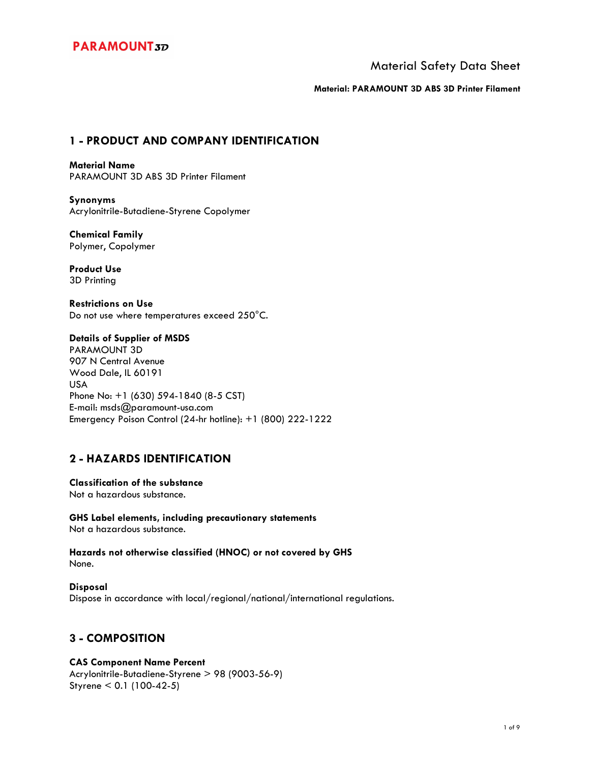PARAMOUNT3D

# Material Safety Data Sheet

**Material: PARAMOUNT 3D ABS 3D Printer Filament**

## 1 - PRODUCT AND COMPANY IDENTIFICATION

**Material Name**
PARAMOUNT 3D ABS 3D Printer Filament

**Synonyms**
Acrylonitrile-Butadiene-Styrene Copolymer

**Chemical Family**
Polymer, Copolymer

**Product Use**
3D Printing

**Restrictions on Use**
Do not use where temperatures exceed 250°C.

**Details of Supplier of MSDS**
PARAMOUNT 3D
907 N Central Avenue
Wood Dale, IL 60191
USA
Phone No: +1 (630) 594-1840 (8-5 CST)
E-mail: msds@paramount-usa.com
Emergency Poison Control (24-hr hotline): +1 (800) 222-1222

## 2 - HAZARDS IDENTIFICATION

**Classification of the substance**
Not a hazardous substance.

**GHS Label elements, including precautionary statements**
Not a hazardous substance.

**Hazards not otherwise classified (HNOC) or not covered by GHS**
None.

**Disposal**
Dispose in accordance with local/regional/national/international regulations.

## 3 - COMPOSITION

**CAS Component Name Percent**
Acrylonitrile-Butadiene-Styrene > 98 (9003-56-9)
Styrene < 0.1 (100-42-5)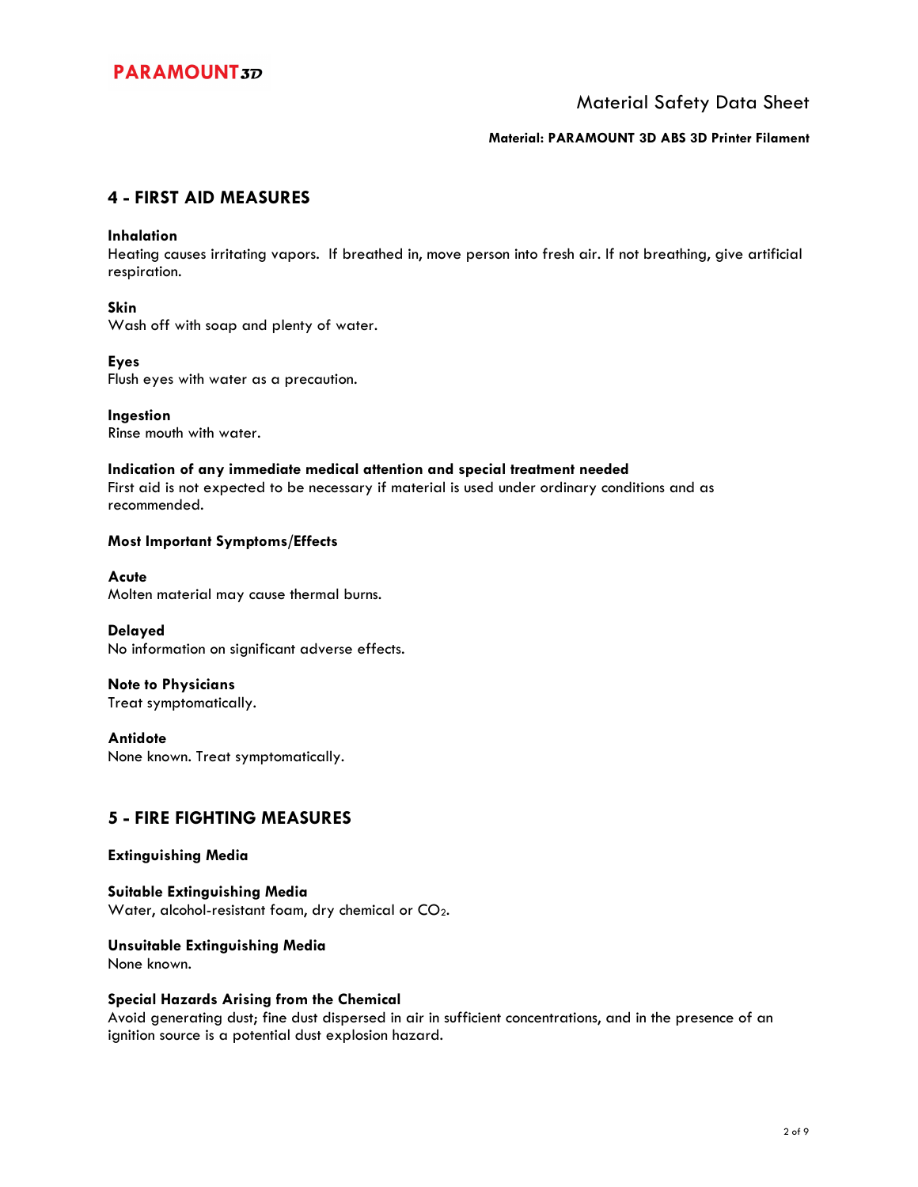## 4 - FIRST AID MEASURES

**Inhalation**
Heating causes irritating vapors. If breathed in, move person into fresh air. If not breathing, give artificial respiration.

**Skin**
Wash off with soap and plenty of water.

**Eyes**
Flush eyes with water as a precaution.

**Ingestion**
Rinse mouth with water.

**Indication of any immediate medical attention and special treatment needed**
First aid is not expected to be necessary if material is used under ordinary conditions and as recommended.

**Most Important Symptoms/Effects**

**Acute**
Molten material may cause thermal burns.

**Delayed**
No information on significant adverse effects.

**Note to Physicians**
Treat symptomatically.

**Antidote**
None known. Treat symptomatically.

## 5 - FIRE FIGHTING MEASURES

**Extinguishing Media**

**Suitable Extinguishing Media**
Water, alcohol-resistant foam, dry chemical or $CO_2$.

**Unsuitable Extinguishing Media**
None known.

**Special Hazards Arising from the Chemical**
Avoid generating dust; fine dust dispersed in air in sufficient concentrations, and in the presence of an ignition source is a potential dust explosion hazard.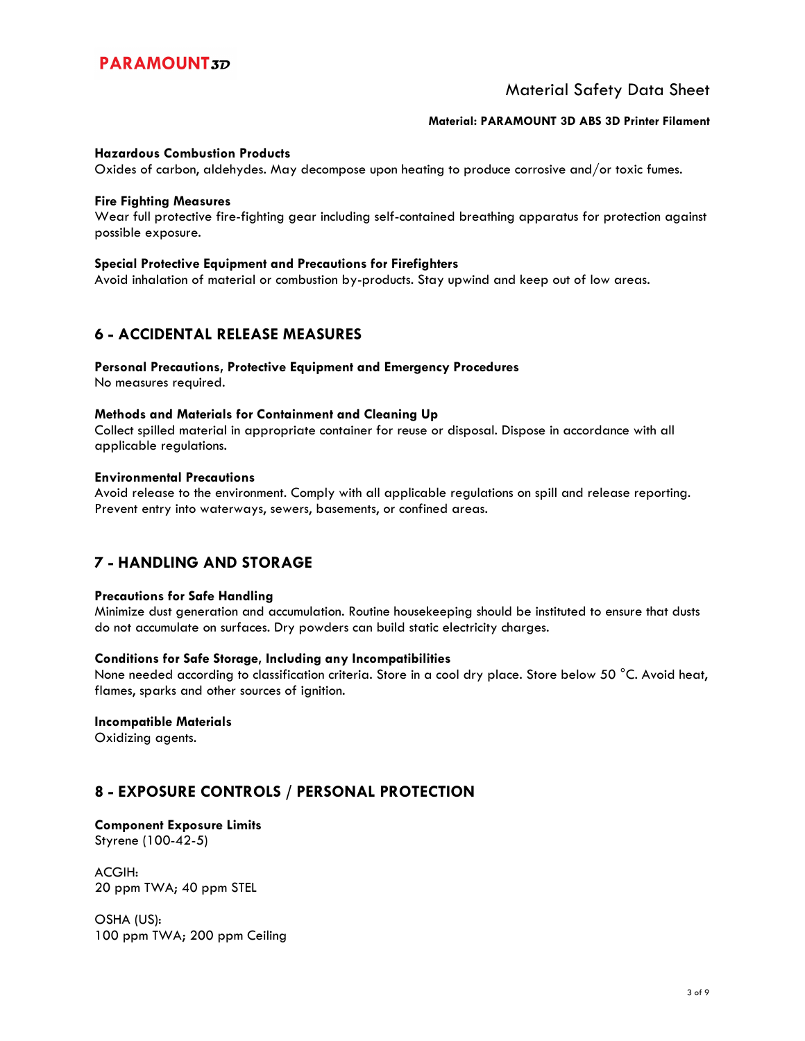**Hazardous Combustion Products**
Oxides of carbon, aldehydes. May decompose upon heating to produce corrosive and/or toxic fumes.

**Fire Fighting Measures**
Wear full protective fire-fighting gear including self-contained breathing apparatus for protection against possible exposure.

**Special Protective Equipment and Precautions for Firefighters**
Avoid inhalation of material or combustion by-products. Stay upwind and keep out of low areas.

## 6 - ACCIDENTAL RELEASE MEASURES

**Personal Precautions, Protective Equipment and Emergency Procedures**
No measures required.

**Methods and Materials for Containment and Cleaning Up**
Collect spilled material in appropriate container for reuse or disposal. Dispose in accordance with all applicable regulations.

**Environmental Precautions**
Avoid release to the environment. Comply with all applicable regulations on spill and release reporting. Prevent entry into waterways, sewers, basements, or confined areas.

## 7 - HANDLING AND STORAGE

**Precautions for Safe Handling**
Minimize dust generation and accumulation. Routine housekeeping should be instituted to ensure that dusts do not accumulate on surfaces. Dry powders can build static electricity charges.

**Conditions for Safe Storage, Including any Incompatibilities**
None needed according to classification criteria. Store in a cool dry place. Store below 50 °C. Avoid heat, flames, sparks and other sources of ignition.

**Incompatible Materials**
Oxidizing agents.

## 8 - EXPOSURE CONTROLS / PERSONAL PROTECTION

**Component Exposure Limits**
Styrene (100-42-5)

ACGIH:
20 ppm TWA; 40 ppm STEL

OSHA (US):
100 ppm TWA; 200 ppm Ceiling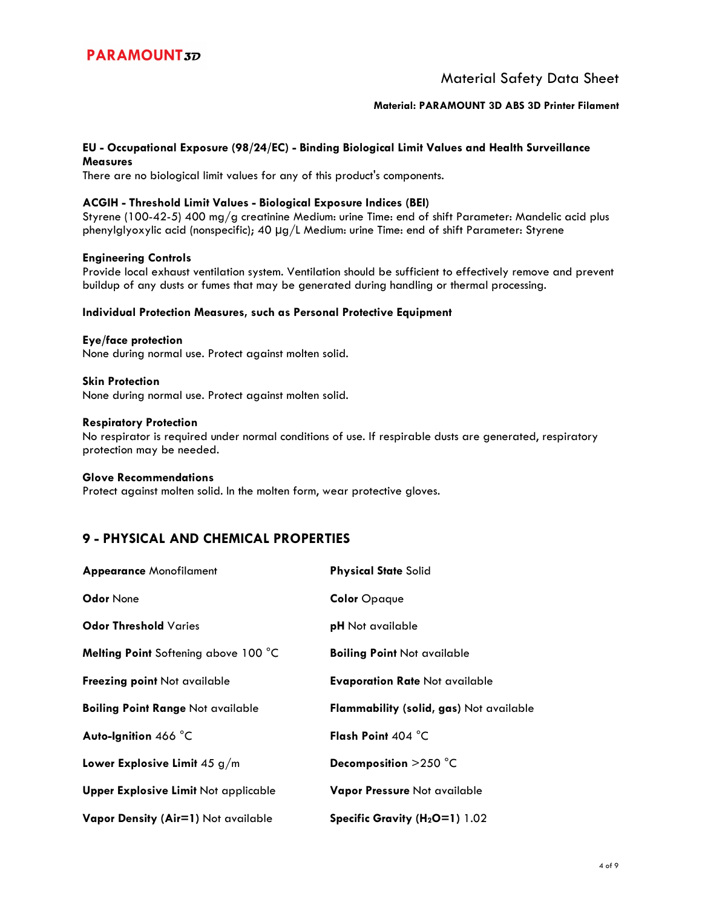#### EU - Occupational Exposure (98/24/EC) - Binding Biological Limit Values and Health Surveillance Measures

There are no biological limit values for any of this product's components.

#### ACGIH - Threshold Limit Values - Biological Exposure Indices (BEI)

Styrene (100-42-5) 400 mg/g creatinine Medium: urine Time: end of shift Parameter: Mandelic acid plus phenylglyoxylic acid (nonspecific); 40 µg/L Medium: urine Time: end of shift Parameter: Styrene

#### Engineering Controls

Provide local exhaust ventilation system. Ventilation should be sufficient to effectively remove and prevent buildup of any dusts or fumes that may be generated during handling or thermal processing.

#### Individual Protection Measures, such as Personal Protective Equipment

#### Eye/face protection

None during normal use. Protect against molten solid.

#### Skin Protection

None during normal use. Protect against molten solid.

#### Respiratory Protection

No respirator is required under normal conditions of use. If respirable dusts are generated, respiratory protection may be needed.

#### Glove Recommendations

Protect against molten solid. In the molten form, wear protective gloves.

## 9 - PHYSICAL AND CHEMICAL PROPERTIES

**Appearance** Monofilament

**Physical State** Solid

**Odor** None

**Color** Opaque

**Odor Threshold** Varies

**pH** Not available

**Melting Point** Softening above 100 °C

**Boiling Point** Not available

**Freezing point** Not available

**Evaporation Rate** Not available

**Boiling Point Range** Not available

**Flammability (solid, gas)** Not available

**Auto-Ignition** 466 °C

**Flash Point** 404 °C

**Lower Explosive Limit** 45 g/m

**Decomposition** >250 °C

**Upper Explosive Limit** Not applicable

**Vapor Pressure** Not available

**Vapor Density (Air=1)** Not available

**Specific Gravity ($H_2O$=1)** 1.02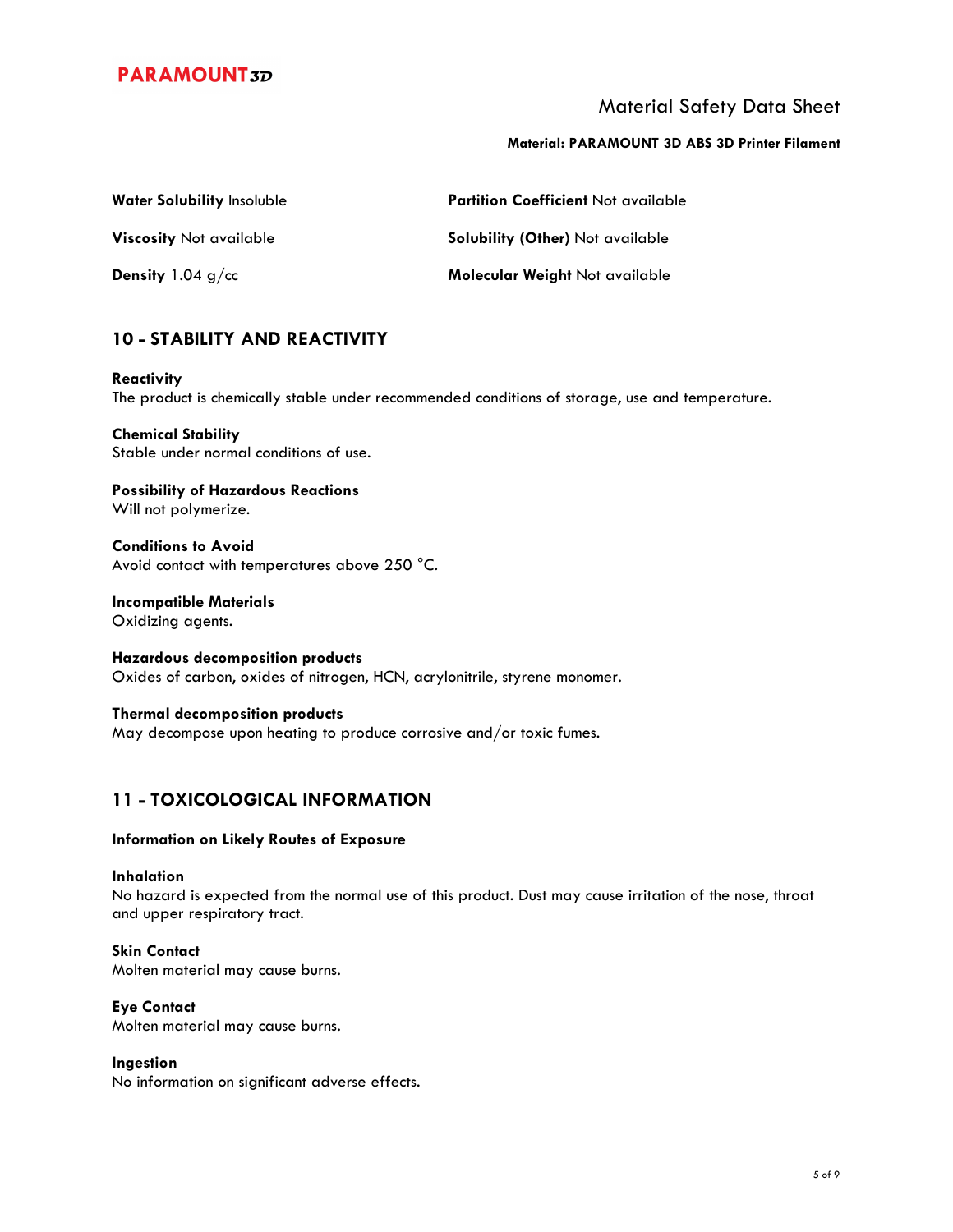**Water Solubility** Insoluble

**Partition Coefficient** Not available

**Viscosity** Not available

**Solubility (Other)** Not available

**Density** 1.04 g/cc

**Molecular Weight** Not available

## 10 - STABILITY AND REACTIVITY

**Reactivity**
The product is chemically stable under recommended conditions of storage, use and temperature.

**Chemical Stability**
Stable under normal conditions of use.

**Possibility of Hazardous Reactions**
Will not polymerize.

**Conditions to Avoid**
Avoid contact with temperatures above 250 °C.

**Incompatible Materials**
Oxidizing agents.

**Hazardous decomposition products**
Oxides of carbon, oxides of nitrogen, HCN, acrylonitrile, styrene monomer.

**Thermal decomposition products**
May decompose upon heating to produce corrosive and/or toxic fumes.

## 11 - TOXICOLOGICAL INFORMATION

**Information on Likely Routes of Exposure**

**Inhalation**
No hazard is expected from the normal use of this product. Dust may cause irritation of the nose, throat and upper respiratory tract.

**Skin Contact**
Molten material may cause burns.

**Eye Contact**
Molten material may cause burns.

**Ingestion**
No information on significant adverse effects.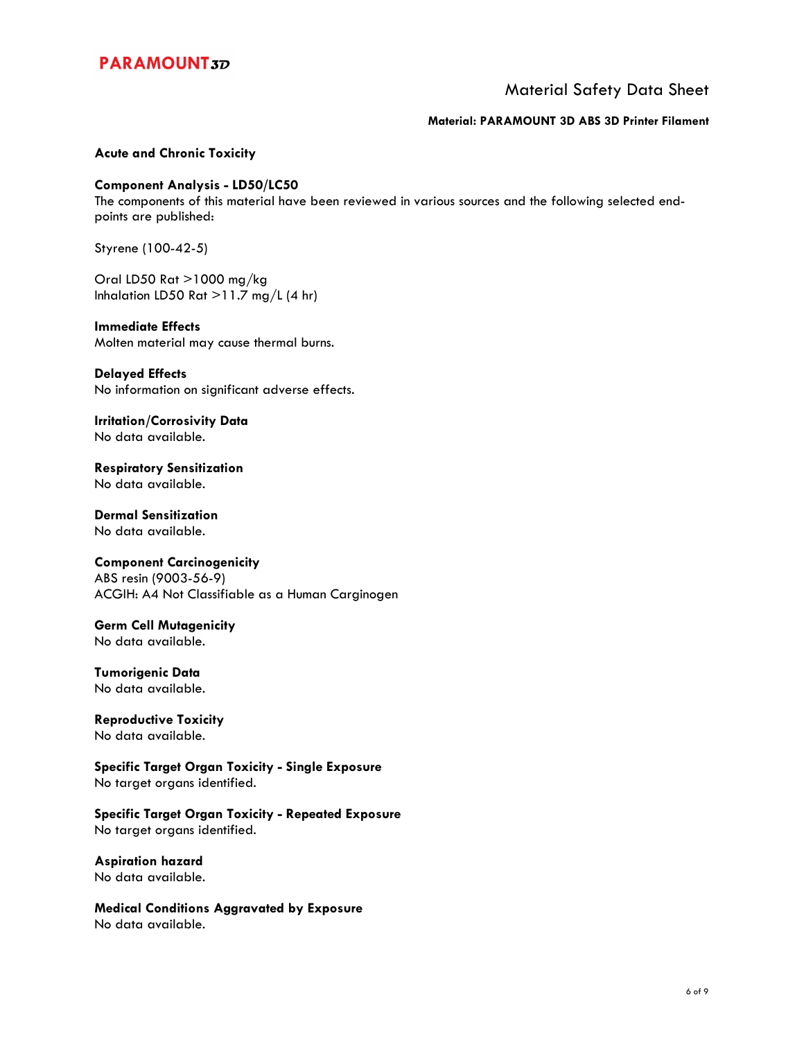## Acute and Chronic Toxicity

### Component Analysis - LD50/LC50

The components of this material have been reviewed in various sources and the following selected end-points are published:

Styrene (100-42-5)

Oral LD50 Rat >1000 mg/kg
Inhalation LD50 Rat >11.7 mg/L (4 hr)

### Immediate Effects

Molten material may cause thermal burns.

### Delayed Effects

No information on significant adverse effects.

### Irritation/Corrosivity Data

No data available.

### Respiratory Sensitization

No data available.

### Dermal Sensitization

No data available.

### Component Carcinogenicity

ABS resin (9003-56-9)
ACGIH: A4 Not Classifiable as a Human Carginogen

### Germ Cell Mutagenicity

No data available.

### Tumorigenic Data

No data available.

### Reproductive Toxicity

No data available.

### Specific Target Organ Toxicity - Single Exposure

No target organs identified.

### Specific Target Organ Toxicity - Repeated Exposure

No target organs identified.

### Aspiration hazard

No data available.

### Medical Conditions Aggravated by Exposure

No data available.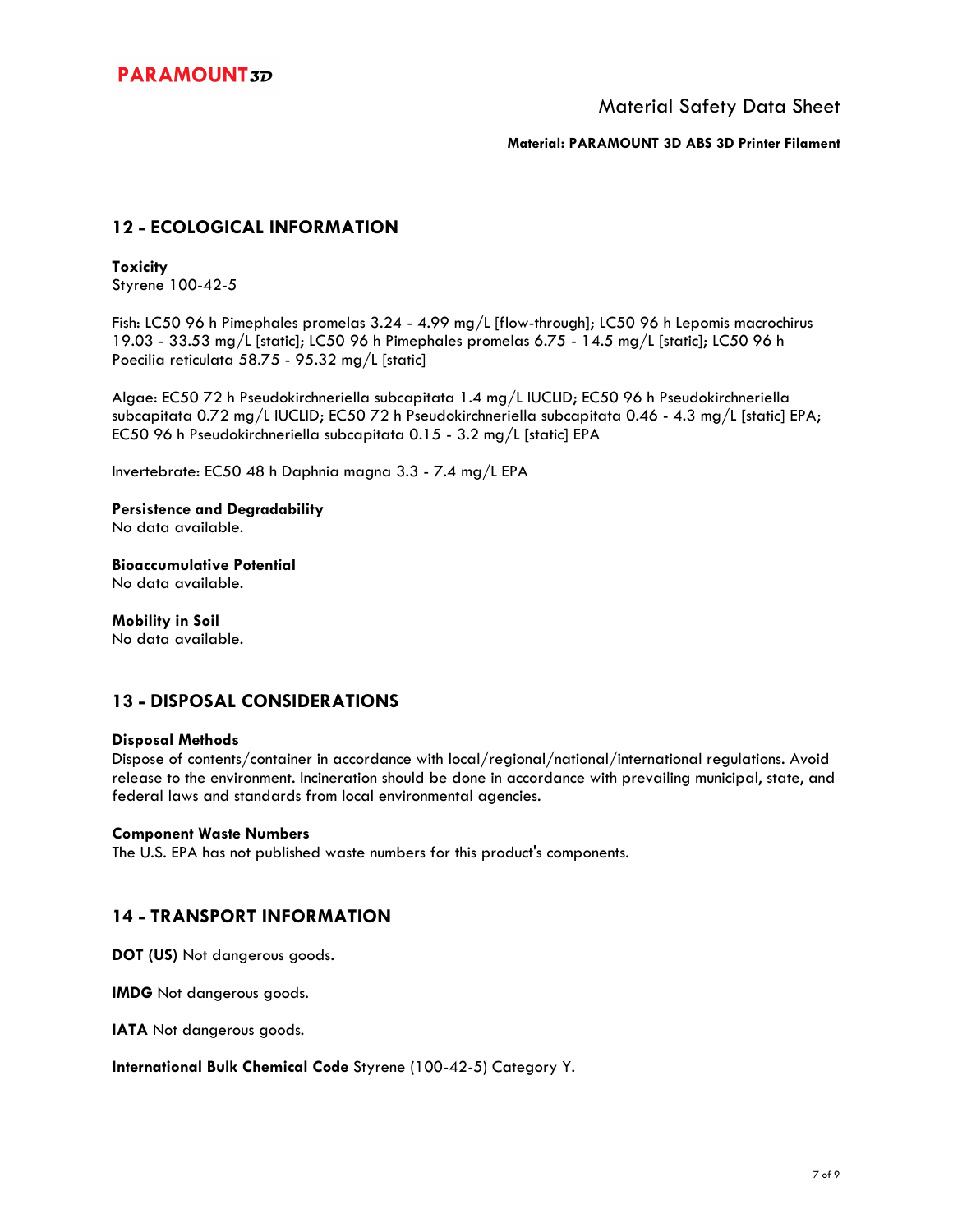## 12 - ECOLOGICAL INFORMATION

**Toxicity**
Styrene 100-42-5

Fish: LC50 96 h Pimephales promelas 3.24 - 4.99 mg/L [flow-through]; LC50 96 h Lepomis macrochirus 19.03 - 33.53 mg/L [static]; LC50 96 h Pimephales promelas 6.75 - 14.5 mg/L [static]; LC50 96 h Poecilia reticulata 58.75 - 95.32 mg/L [static]

Algae: EC50 72 h Pseudokirchneriella subcapitata 1.4 mg/L IUCLID; EC50 96 h Pseudokirchneriella subcapitata 0.72 mg/L IUCLID; EC50 72 h Pseudokirchneriella subcapitata 0.46 - 4.3 mg/L [static] EPA; EC50 96 h Pseudokirchneriella subcapitata 0.15 - 3.2 mg/L [static] EPA

Invertebrate: EC50 48 h Daphnia magna 3.3 - 7.4 mg/L EPA

**Persistence and Degradability**
No data available.

**Bioaccumulative Potential**
No data available.

**Mobility in Soil**
No data available.

## 13 - DISPOSAL CONSIDERATIONS

**Disposal Methods**
Dispose of contents/container in accordance with local/regional/national/international regulations. Avoid release to the environment. Incineration should be done in accordance with prevailing municipal, state, and federal laws and standards from local environmental agencies.

**Component Waste Numbers**
The U.S. EPA has not published waste numbers for this product's components.

## 14 - TRANSPORT INFORMATION

**DOT (US)** Not dangerous goods.

**IMDG** Not dangerous goods.

**IATA** Not dangerous goods.

**International Bulk Chemical Code** Styrene (100-42-5) Category Y.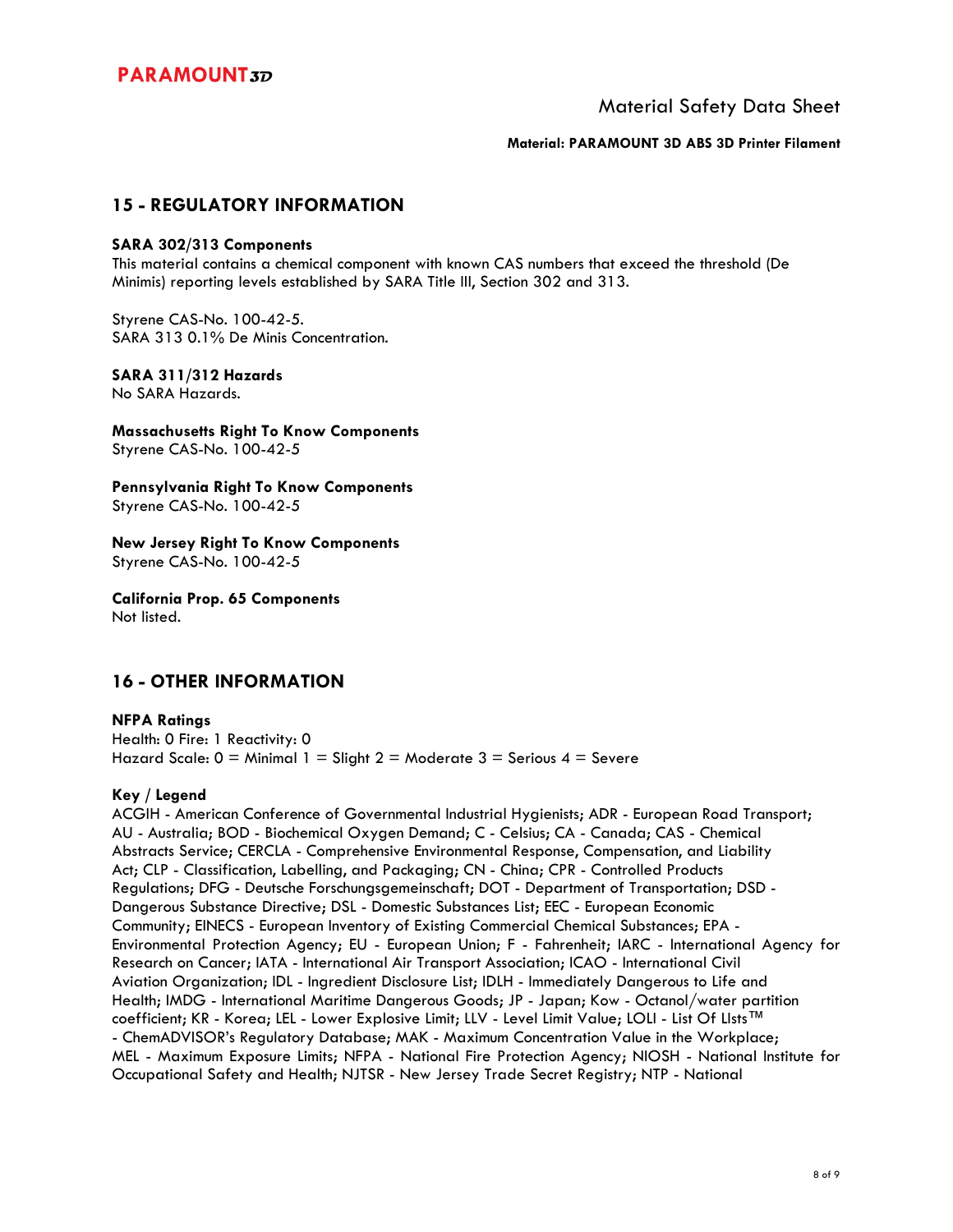## 15 - REGULATORY INFORMATION

**SARA 302/313 Components**
This material contains a chemical component with known CAS numbers that exceed the threshold (De Minimis) reporting levels established by SARA Title III, Section 302 and 313.

Styrene CAS-No. 100-42-5.
SARA 313 0.1% De Minis Concentration.

**SARA 311/312 Hazards**
No SARA Hazards.

**Massachusetts Right To Know Components**
Styrene CAS-No. 100-42-5

**Pennsylvania Right To Know Components**
Styrene CAS-No. 100-42-5

**New Jersey Right To Know Components**
Styrene CAS-No. 100-42-5

**California Prop. 65 Components**
Not listed.

## 16 - OTHER INFORMATION

**NFPA Ratings**
Health: 0 Fire: 1 Reactivity: 0
Hazard Scale: 0 = Minimal 1 = Slight 2 = Moderate 3 = Serious 4 = Severe

**Key / Legend**
ACGIH - American Conference of Governmental Industrial Hygienists; ADR - European Road Transport; AU - Australia; BOD - Biochemical Oxygen Demand; C - Celsius; CA - Canada; CAS - Chemical Abstracts Service; CERCLA - Comprehensive Environmental Response, Compensation, and Liability Act; CLP - Classification, Labelling, and Packaging; CN - China; CPR - Controlled Products Regulations; DFG - Deutsche Forschungsgemeinschaft; DOT - Department of Transportation; DSD - Dangerous Substance Directive; DSL - Domestic Substances List; EEC - European Economic Community; EINECS - European Inventory of Existing Commercial Chemical Substances; EPA - Environmental Protection Agency; EU - European Union; F - Fahrenheit; IARC - International Agency for Research on Cancer; IATA - International Air Transport Association; ICAO - International Civil Aviation Organization; IDL - Ingredient Disclosure List; IDLH - Immediately Dangerous to Life and Health; IMDG - International Maritime Dangerous Goods; JP - Japan; Kow - Octanol/water partition coefficient; KR - Korea; LEL - Lower Explosive Limit; LLV - Level Limit Value; LOLI - List Of LIsts™ - ChemADVISOR's Regulatory Database; MAK - Maximum Concentration Value in the Workplace; MEL - Maximum Exposure Limits; NFPA - National Fire Protection Agency; NIOSH - National Institute for Occupational Safety and Health; NJTSR - New Jersey Trade Secret Registry; NTP - National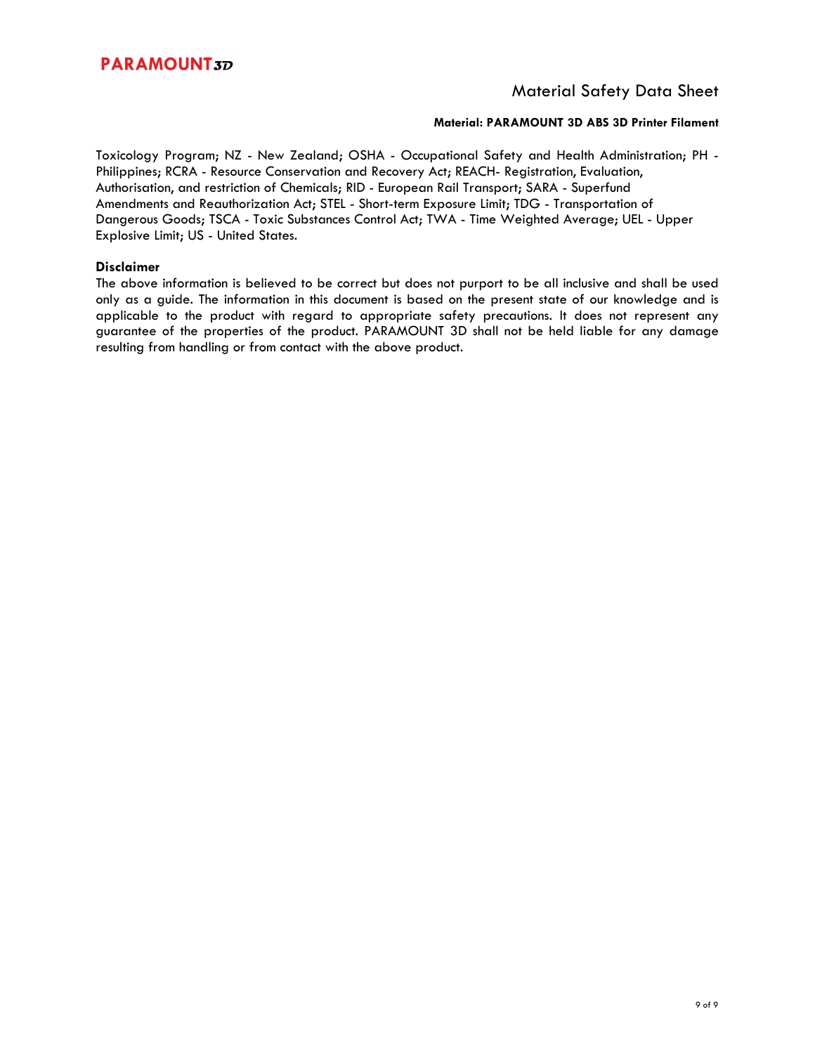Toxicology Program; NZ - New Zealand; OSHA - Occupational Safety and Health Administration; PH - Philippines; RCRA - Resource Conservation and Recovery Act; REACH- Registration, Evaluation, Authorisation, and restriction of Chemicals; RID - European Rail Transport; SARA - Superfund Amendments and Reauthorization Act; STEL - Short-term Exposure Limit; TDG - Transportation of Dangerous Goods; TSCA - Toxic Substances Control Act; TWA - Time Weighted Average; UEL - Upper Explosive Limit; US - United States.

**Disclaimer**

The above information is believed to be correct but does not purport to be all inclusive and shall be used only as a guide. The information in this document is based on the present state of our knowledge and is applicable to the product with regard to appropriate safety precautions. It does not represent any guarantee of the properties of the product. PARAMOUNT 3D shall not be held liable for any damage resulting from handling or from contact with the above product.